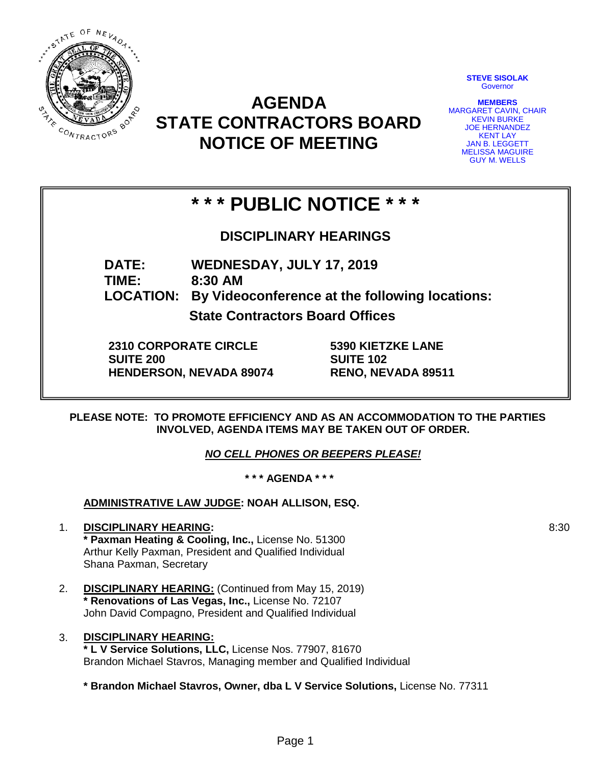# AGENDA
# STATE CONTRACTORS BOARD
# NOTICE OF MEETING

**STEVE SISOLAK**
Governor

**MEMBERS**
MARGARET CAVIN, CHAIR
KEVIN BURKE
JOE HERNANDEZ
KENT LAY
JAN B. LEGGETT
MELISSA MAGUIRE
GUY M. WELLS

## * * * PUBLIC NOTICE * * *

### DISCIPLINARY HEARINGS

**DATE:** **WEDNESDAY, JULY 17, 2019**
**TIME:** **8:30 AM**
**LOCATION:** **By Videoconference at the following locations:**

**State Contractors Board Offices**

**2310 CORPORATE CIRCLE**
**SUITE 200**
**HENDERSON, NEVADA 89074**

**5390 KIETZKE LANE**
**SUITE 102**
**RENO, NEVADA 89511**

**PLEASE NOTE: TO PROMOTE EFFICIENCY AND AS AN ACCOMMODATION TO THE PARTIES INVOLVED, AGENDA ITEMS MAY BE TAKEN OUT OF ORDER.**

***NO CELL PHONES OR BEEPERS PLEASE!***

**\* \* \* AGENDA \* \* \***

**ADMINISTRATIVE LAW JUDGE: NOAH ALLISON, ESQ.**

1. **DISCIPLINARY HEARING:** 8:30
   **\* Paxman Heating & Cooling, Inc.,** License No. 51300
   Arthur Kelly Paxman, President and Qualified Individual
   Shana Paxman, Secretary

2. **DISCIPLINARY HEARING:** (Continued from May 15, 2019)
   **\* Renovations of Las Vegas, Inc.,** License No. 72107
   John David Compagno, President and Qualified Individual

3. **DISCIPLINARY HEARING:**
   **\* L V Service Solutions, LLC,** License Nos. 77907, 81670
   Brandon Michael Stavros, Managing member and Qualified Individual

   **\* Brandon Michael Stavros, Owner, dba L V Service Solutions,** License No. 77311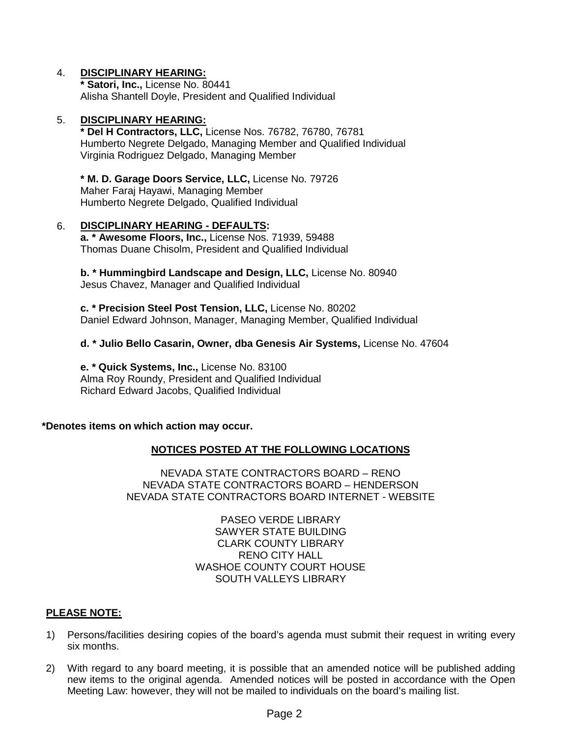4. **DISCIPLINARY HEARING:**
   **\* Satori, Inc.,** License No. 80441
   Alisha Shantell Doyle, President and Qualified Individual

5. **DISCIPLINARY HEARING:**
   **\* Del H Contractors, LLC,** License Nos. 76782, 76780, 76781
   Humberto Negrete Delgado, Managing Member and Qualified Individual
   Virginia Rodriguez Delgado, Managing Member

   **\* M. D. Garage Doors Service, LLC,** License No. 79726
   Maher Faraj Hayawi, Managing Member
   Humberto Negrete Delgado, Qualified Individual

6. **DISCIPLINARY HEARING - DEFAULTS:**
   **a. \* Awesome Floors, Inc.,** License Nos. 71939, 59488
   Thomas Duane Chisolm, President and Qualified Individual

   **b. \* Hummingbird Landscape and Design, LLC,** License No. 80940
   Jesus Chavez, Manager and Qualified Individual

   **c. \* Precision Steel Post Tension, LLC,** License No. 80202
   Daniel Edward Johnson, Manager, Managing Member, Qualified Individual

   **d. \* Julio Bello Casarin, Owner, dba Genesis Air Systems,** License No. 47604

   **e. \* Quick Systems, Inc.,** License No. 83100
   Alma Roy Roundy, President and Qualified Individual
   Richard Edward Jacobs, Qualified Individual

**\*Denotes items on which action may occur.**

**NOTICES POSTED AT THE FOLLOWING LOCATIONS**

NEVADA STATE CONTRACTORS BOARD – RENO
NEVADA STATE CONTRACTORS BOARD – HENDERSON
NEVADA STATE CONTRACTORS BOARD INTERNET - WEBSITE

PASEO VERDE LIBRARY
SAWYER STATE BUILDING
CLARK COUNTY LIBRARY
RENO CITY HALL
WASHOE COUNTY COURT HOUSE
SOUTH VALLEYS LIBRARY

**PLEASE NOTE:**

1) Persons/facilities desiring copies of the board's agenda must submit their request in writing every six months.

2) With regard to any board meeting, it is possible that an amended notice will be published adding new items to the original agenda. Amended notices will be posted in accordance with the Open Meeting Law: however, they will not be mailed to individuals on the board's mailing list.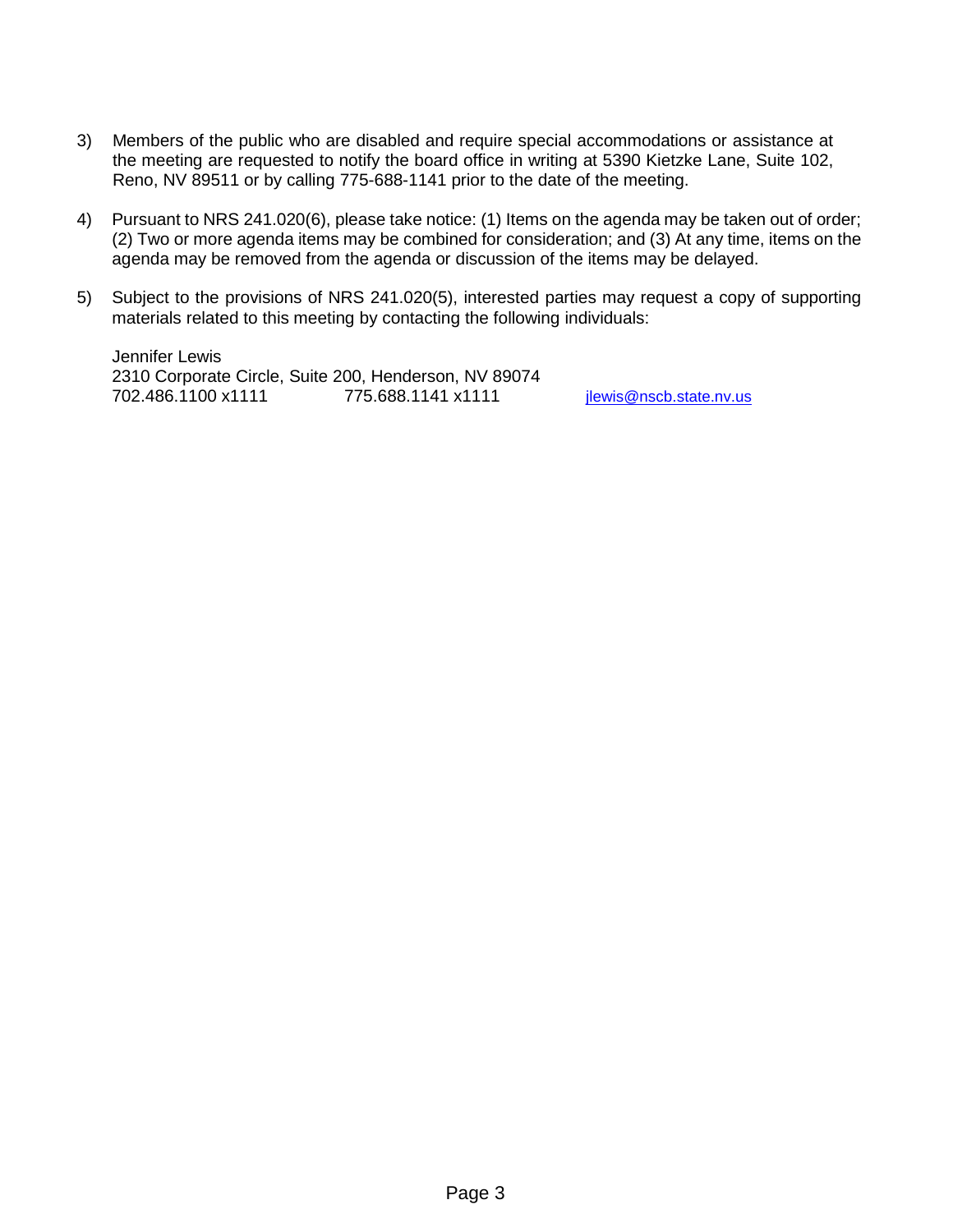3) Members of the public who are disabled and require special accommodations or assistance at the meeting are requested to notify the board office in writing at 5390 Kietzke Lane, Suite 102, Reno, NV 89511 or by calling 775-688-1141 prior to the date of the meeting.

4) Pursuant to NRS 241.020(6), please take notice: (1) Items on the agenda may be taken out of order; (2) Two or more agenda items may be combined for consideration; and (3) At any time, items on the agenda may be removed from the agenda or discussion of the items may be delayed.

5) Subject to the provisions of NRS 241.020(5), interested parties may request a copy of supporting materials related to this meeting by contacting the following individuals:

   Jennifer Lewis
   2310 Corporate Circle, Suite 200, Henderson, NV 89074
   702.486.1100 x1111 775.688.1141 x1111 jlewis@nscb.state.nv.us